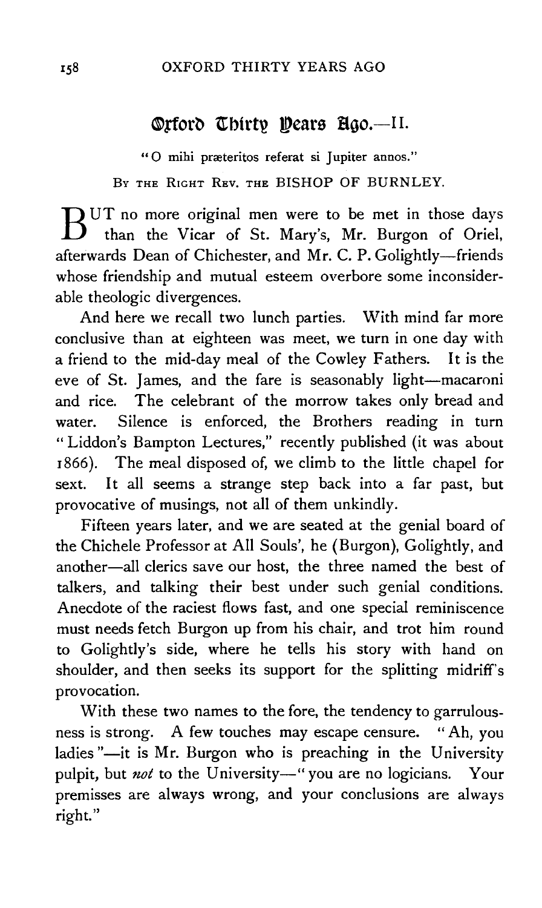# Oxford Thirty Years Ago.—II.

"O mihi præteritos referat si Jupiter annos."

BY THE RIGHT REV. THE BISHOP OF BURNLEY.

BUT no more original men were to be met in those days than the Vicar of St. Mary's, Mr. Burgon of Oriel, afterwards Dean of Chichester, and Mr. C. P. Golightly—friends whose friendship and mutual esteem overbore some inconsiderable theologic divergences.

And here we recall two lunch parties. With mind far more conclusive than at eighteen was meet, we turn in one day with a friend to the mid-day meal of the Cowley Fathers. It is the eve of St. James, and the fare is seasonably light—macaroni and rice. The celebrant of the morrow takes only bread and water. Silence is enforced, the Brothers reading in turn "Liddon's Bampton Lectures," recently published (it was about 1866). The meal disposed of, we climb to the little chapel for sext. It all seems a strange step back into a far past, but provocative of musings, not all of them unkindly.

Fifteen years later, and we are seated at the genial board of the Chichele Professor at All Souls', he (Burgon), Golightly, and another—all clerics save our host, the three named the best of talkers, and talking their best under such genial conditions. Anecdote of the raciest flows fast, and one special reminiscence must needs fetch Burgon up from his chair, and trot him round to Golightly's side, where he tells his story with hand on shoulder, and then seeks its support for the splitting midriff's provocation.

With these two names to the fore, the tendency to garrulousness is strong. A few touches may escape censure. "Ah, you ladies"—it is Mr. Burgon who is preaching in the University pulpit, but *not* to the University—"you are no logicians. Your premisses are always wrong, and your conclusions are always right."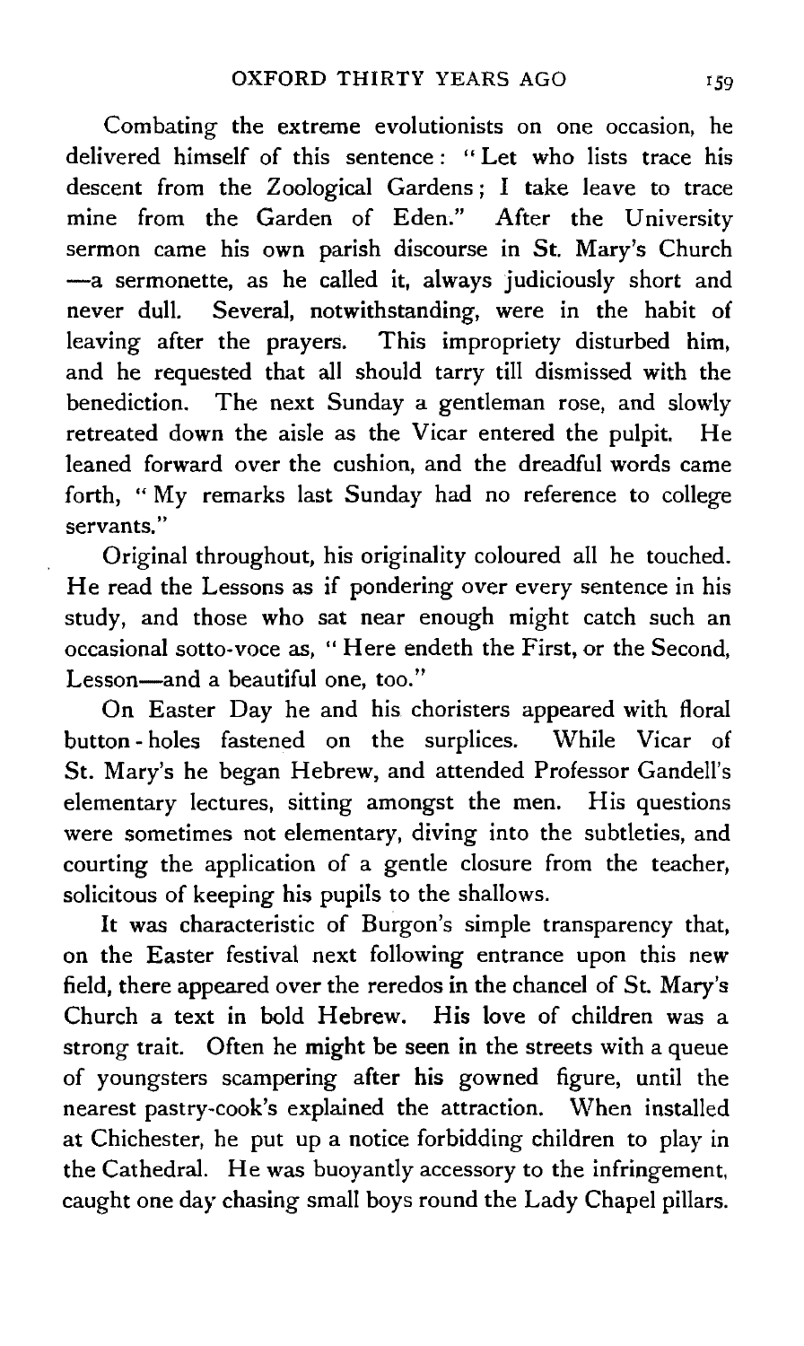Combating the extreme evolutionists on one occasion, he delivered himself of this sentence: "Let who lists trace his descent from the Zoological Gardens; I take leave to trace mine from the Garden of Eden." After the University sermon came his own parish discourse in St. Mary's Church —a sermonette, as he called it, always judiciously short and never dull. Several, notwithstanding, were in the habit of leaving after the prayers. This impropriety disturbed him, and he requested that all should tarry till dismissed with the benediction. The next Sunday a gentleman rose, and slowly retreated down the aisle as the Vicar entered the pulpit. He leaned forward over the cushion, and the dreadful words came forth, "My remarks last Sunday had no reference to college servants."

Original throughout, his originality coloured all he touched. He read the Lessons as if pondering over every sentence in his study, and those who sat near enough might catch such an occasional sotto-voce as, "Here endeth the First, or the Second, Lesson—and a beautiful one, too."

On Easter Day he and his choristers appeared with floral button-holes fastened on the surplices. While Vicar of St. Mary's he began Hebrew, and attended Professor Gandell's elementary lectures, sitting amongst the men. His questions were sometimes not elementary, diving into the subtleties, and courting the application of a gentle closure from the teacher, solicitous of keeping his pupils to the shallows.

It was characteristic of Burgon's simple transparency that, on the Easter festival next following entrance upon this new field, there appeared over the reredos in the chancel of St. Mary's Church a text in bold Hebrew. His love of children was a strong trait. Often he might be seen in the streets with a queue of youngsters scampering after his gowned figure, until the nearest pastry-cook's explained the attraction. When installed at Chichester, he put up a notice forbidding children to play in the Cathedral. He was buoyantly accessory to the infringement, caught one day chasing small boys round the Lady Chapel pillars.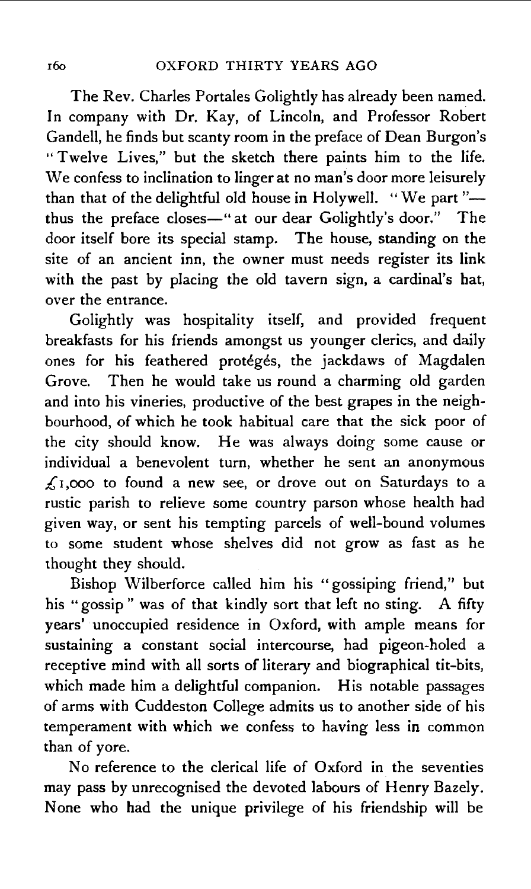The Rev. Charles Portales Golightly has already been named. In company with Dr. Kay, of Lincoln, and Professor Robert Gandell, he finds but scanty room in the preface of Dean Burgon's "Twelve Lives," but the sketch there paints him to the life. We confess to inclination to linger at no man's door more leisurely than that of the delightful old house in Holywell. "We part"—thus the preface closes—"at our dear Golightly's door." The door itself bore its special stamp. The house, standing on the site of an ancient inn, the owner must needs register its link with the past by placing the old tavern sign, a cardinal's hat, over the entrance.

Golightly was hospitality itself, and provided frequent breakfasts for his friends amongst us younger clerics, and daily ones for his feathered protégés, the jackdaws of Magdalen Grove. Then he would take us round a charming old garden and into his vineries, productive of the best grapes in the neighbourhood, of which he took habitual care that the sick poor of the city should know. He was always doing some cause or individual a benevolent turn, whether he sent an anonymous £1,000 to found a new see, or drove out on Saturdays to a rustic parish to relieve some country parson whose health had given way, or sent his tempting parcels of well-bound volumes to some student whose shelves did not grow as fast as he thought they should.

Bishop Wilberforce called him his "gossiping friend," but his "gossip" was of that kindly sort that left no sting. A fifty years' unoccupied residence in Oxford, with ample means for sustaining a constant social intercourse, had pigeon-holed a receptive mind with all sorts of literary and biographical tit-bits, which made him a delightful companion. His notable passages of arms with Cuddeston College admits us to another side of his temperament with which we confess to having less in common than of yore.

No reference to the clerical life of Oxford in the seventies may pass by unrecognised the devoted labours of Henry Bazely. None who had the unique privilege of his friendship will be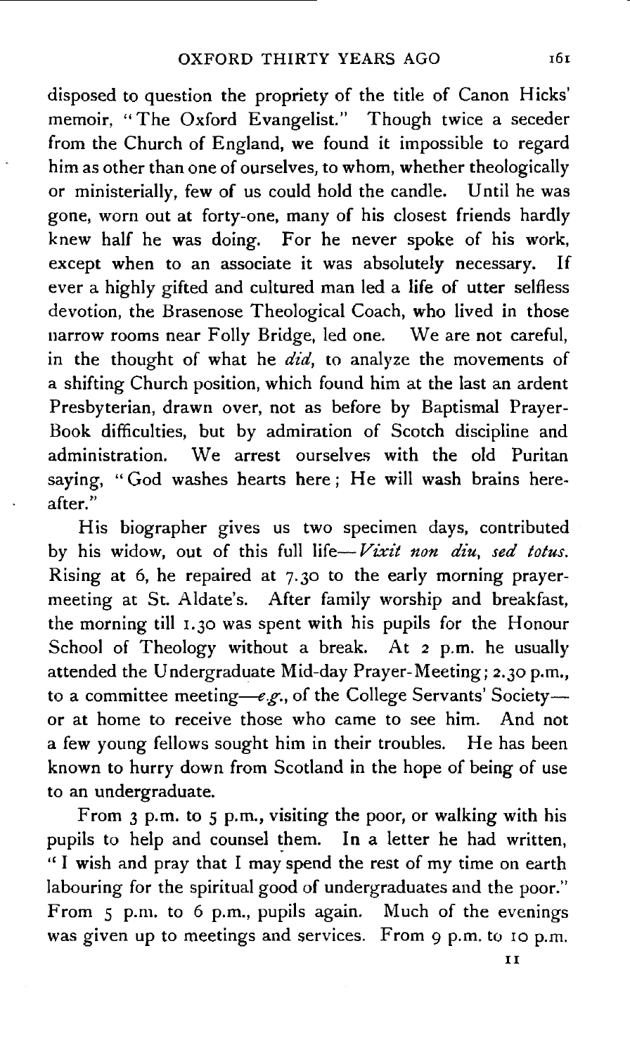disposed to question the propriety of the title of Canon Hicks' memoir, "The Oxford Evangelist." Though twice a seceder from the Church of England, we found it impossible to regard him as other than one of ourselves, to whom, whether theologically or ministerially, few of us could hold the candle. Until he was gone, worn out at forty-one, many of his closest friends hardly knew half he was doing. For he never spoke of his work, except when to an associate it was absolutely necessary. If ever a highly gifted and cultured man led a life of utter selfless devotion, the Brasenose Theological Coach, who lived in those narrow rooms near Folly Bridge, led one. We are not careful, in the thought of what he *did*, to analyze the movements of a shifting Church position, which found him at the last an ardent Presbyterian, drawn over, not as before by Baptismal Prayer-Book difficulties, but by admiration of Scotch discipline and administration. We arrest ourselves with the old Puritan saying, "God washes hearts here; He will wash brains hereafter."

His biographer gives us two specimen days, contributed by his widow, out of this full life—*Vixit non diu, sed totus.* Rising at 6, he repaired at 7.30 to the early morning prayer-meeting at St. Aldate's. After family worship and breakfast, the morning till 1.30 was spent with his pupils for the Honour School of Theology without a break. At 2 p.m. he usually attended the Undergraduate Mid-day Prayer-Meeting; 2.30 p.m., to a committee meeting—*e.g.*, of the College Servants' Society—or at home to receive those who came to see him. And not a few young fellows sought him in their troubles. He has been known to hurry down from Scotland in the hope of being of use to an undergraduate.

From 3 p.m. to 5 p.m., visiting the poor, or walking with his pupils to help and counsel them. In a letter he had written, "I wish and pray that I may spend the rest of my time on earth labouring for the spiritual good of undergraduates and the poor." From 5 p.m. to 6 p.m., pupils again. Much of the evenings was given up to meetings and services. From 9 p.m. to 10 p.m.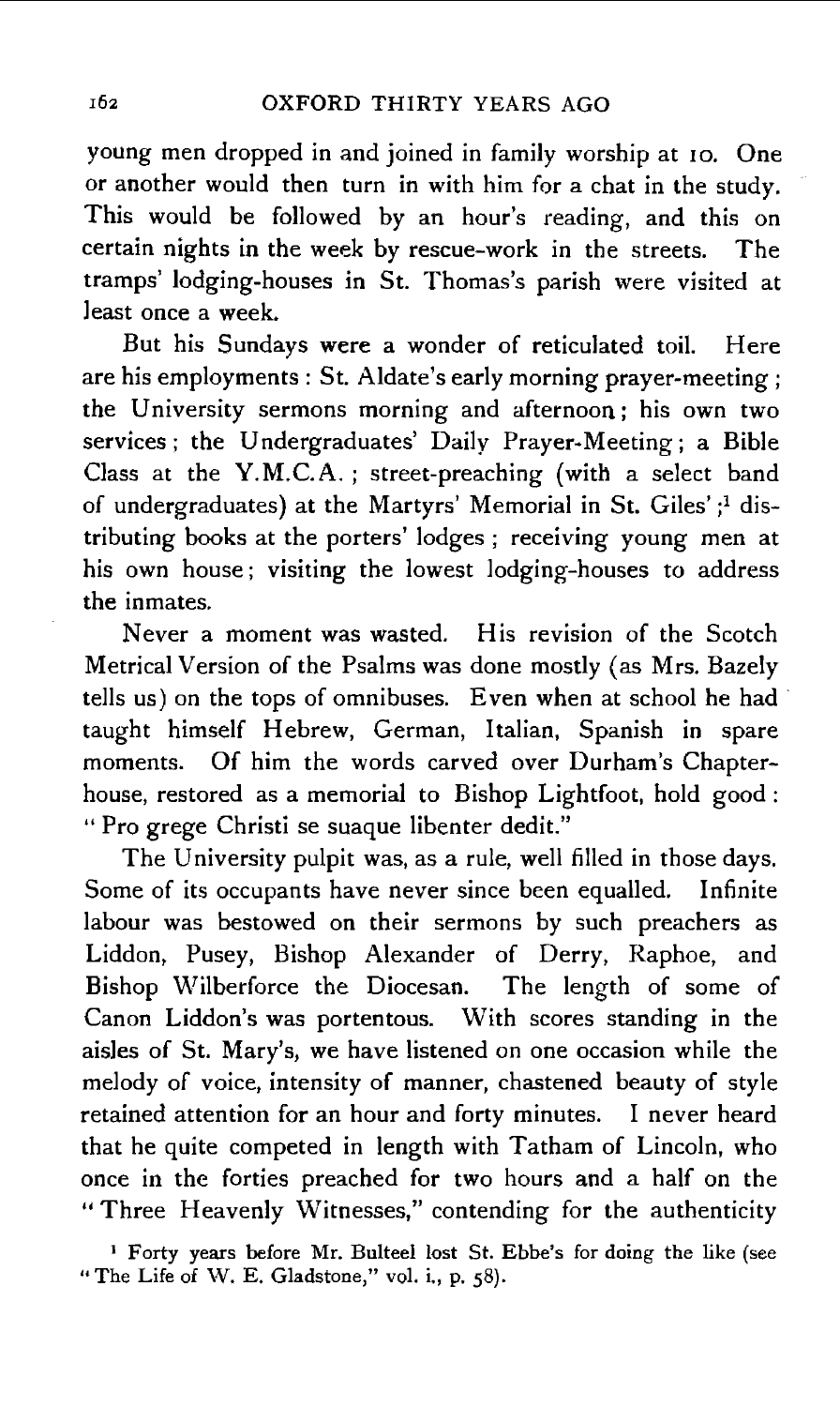young men dropped in and joined in family worship at 10. One or another would then turn in with him for a chat in the study. This would be followed by an hour's reading, and this on certain nights in the week by rescue-work in the streets. The tramps' lodging-houses in St. Thomas's parish were visited at least once a week.

But his Sundays were a wonder of reticulated toil. Here are his employments: St. Aldate's early morning prayer-meeting; the University sermons morning and afternoon; his own two services; the Undergraduates' Daily Prayer-Meeting; a Bible Class at the Y.M.C.A.; street-preaching (with a select band of undergraduates) at the Martyrs' Memorial in St. Giles';[1] distributing books at the porters' lodges; receiving young men at his own house; visiting the lowest lodging-houses to address the inmates.

Never a moment was wasted. His revision of the Scotch Metrical Version of the Psalms was done mostly (as Mrs. Bazely tells us) on the tops of omnibuses. Even when at school he had taught himself Hebrew, German, Italian, Spanish in spare moments. Of him the words carved over Durham's Chapter-house, restored as a memorial to Bishop Lightfoot, hold good: "Pro grege Christi se suaque libenter dedit."

The University pulpit was, as a rule, well filled in those days. Some of its occupants have never since been equalled. Infinite labour was bestowed on their sermons by such preachers as Liddon, Pusey, Bishop Alexander of Derry, Raphoe, and Bishop Wilberforce the Diocesan. The length of some of Canon Liddon's was portentous. With scores standing in the aisles of St. Mary's, we have listened on one occasion while the melody of voice, intensity of manner, chastened beauty of style retained attention for an hour and forty minutes. I never heard that he quite competed in length with Tatham of Lincoln, who once in the forties preached for two hours and a half on the "Three Heavenly Witnesses," contending for the authenticity

[1] Forty years before Mr. Bulteel lost St. Ebbe's for doing the like (see "The Life of W. E. Gladstone," vol. i., p. 58).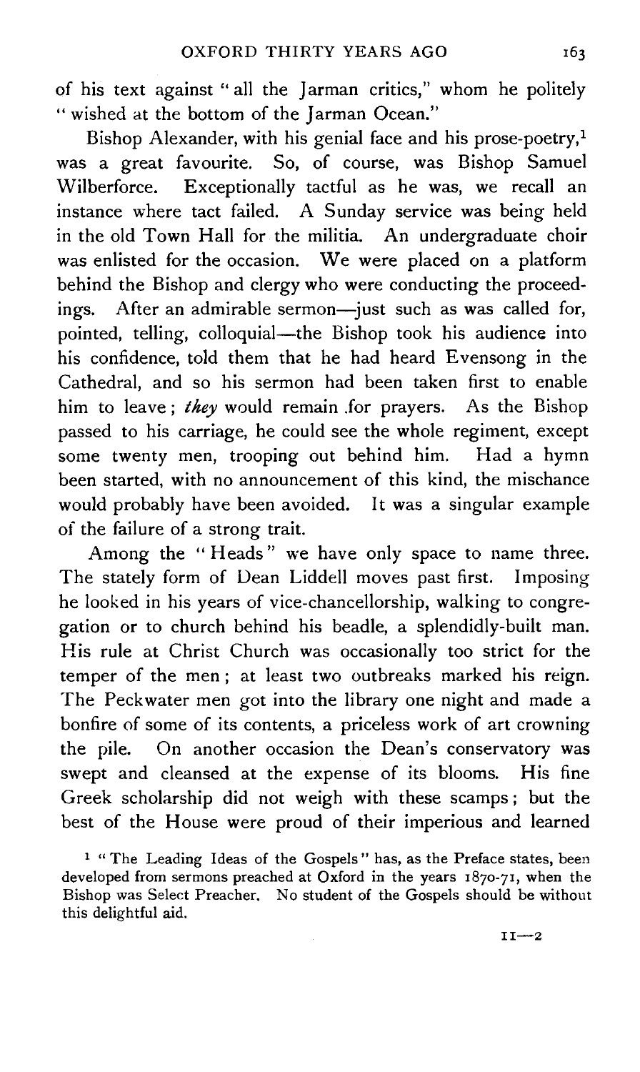of his text against "all the Jarman critics," whom he politely "wished at the bottom of the Jarman Ocean."

Bishop Alexander, with his genial face and his prose-poetry,[1] was a great favourite. So, of course, was Bishop Samuel Wilberforce. Exceptionally tactful as he was, we recall an instance where tact failed. A Sunday service was being held in the old Town Hall for the militia. An undergraduate choir was enlisted for the occasion. We were placed on a platform behind the Bishop and clergy who were conducting the proceedings. After an admirable sermon—just such as was called for, pointed, telling, colloquial—the Bishop took his audience into his confidence, told them that he had heard Evensong in the Cathedral, and so his sermon had been taken first to enable him to leave; *they* would remain for prayers. As the Bishop passed to his carriage, he could see the whole regiment, except some twenty men, trooping out behind him. Had a hymn been started, with no announcement of this kind, the mischance would probably have been avoided. It was a singular example of the failure of a strong trait.

Among the "Heads" we have only space to name three. The stately form of Dean Liddell moves past first. Imposing he looked in his years of vice-chancellorship, walking to congregation or to church behind his beadle, a splendidly-built man. His rule at Christ Church was occasionally too strict for the temper of the men; at least two outbreaks marked his reign. The Peckwater men got into the library one night and made a bonfire of some of its contents, a priceless work of art crowning the pile. On another occasion the Dean's conservatory was swept and cleansed at the expense of its blooms. His fine Greek scholarship did not weigh with these scamps; but the best of the House were proud of their imperious and learned

[1] "The Leading Ideas of the Gospels" has, as the Preface states, been developed from sermons preached at Oxford in the years 1870-71, when the Bishop was Select Preacher. No student of the Gospels should be without this delightful aid.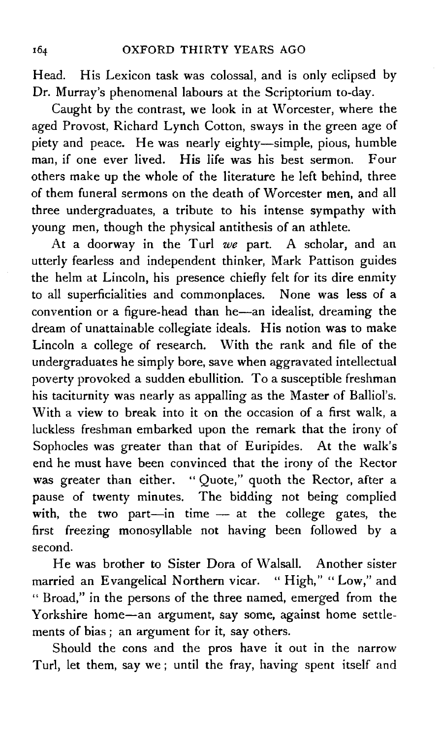Head. His Lexicon task was colossal, and is only eclipsed by Dr. Murray's phenomenal labours at the Scriptorium to-day.

Caught by the contrast, we look in at Worcester, where the aged Provost, Richard Lynch Cotton, sways in the green age of piety and peace. He was nearly eighty—simple, pious, humble man, if one ever lived. His life was his best sermon. Four others make up the whole of the literature he left behind, three of them funeral sermons on the death of Worcester men, and all three undergraduates, a tribute to his intense sympathy with young men, though the physical antithesis of an athlete.

At a doorway in the Turl *we* part. A scholar, and an utterly fearless and independent thinker, Mark Pattison guides the helm at Lincoln, his presence chiefly felt for its dire enmity to all superficialities and commonplaces. None was less of a convention or a figure-head than he—an idealist, dreaming the dream of unattainable collegiate ideals. His notion was to make Lincoln a college of research. With the rank and file of the undergraduates he simply bore, save when aggravated intellectual poverty provoked a sudden ebullition. To a susceptible freshman his taciturnity was nearly as appalling as the Master of Balliol's. With a view to break into it on the occasion of a first walk, a luckless freshman embarked upon the remark that the irony of Sophocles was greater than that of Euripides. At the walk's end he must have been convinced that the irony of the Rector was greater than either. "Quote," quoth the Rector, after a pause of twenty minutes. The bidding not being complied with, the two part—in time — at the college gates, the first freezing monosyllable not having been followed by a second.

He was brother to Sister Dora of Walsall. Another sister married an Evangelical Northern vicar. "High," "Low," and "Broad," in the persons of the three named, emerged from the Yorkshire home—an argument, say some, against home settlements of bias; an argument for it, say others.

Should the cons and the pros have it out in the narrow Turl, let them, say we; until the fray, having spent itself and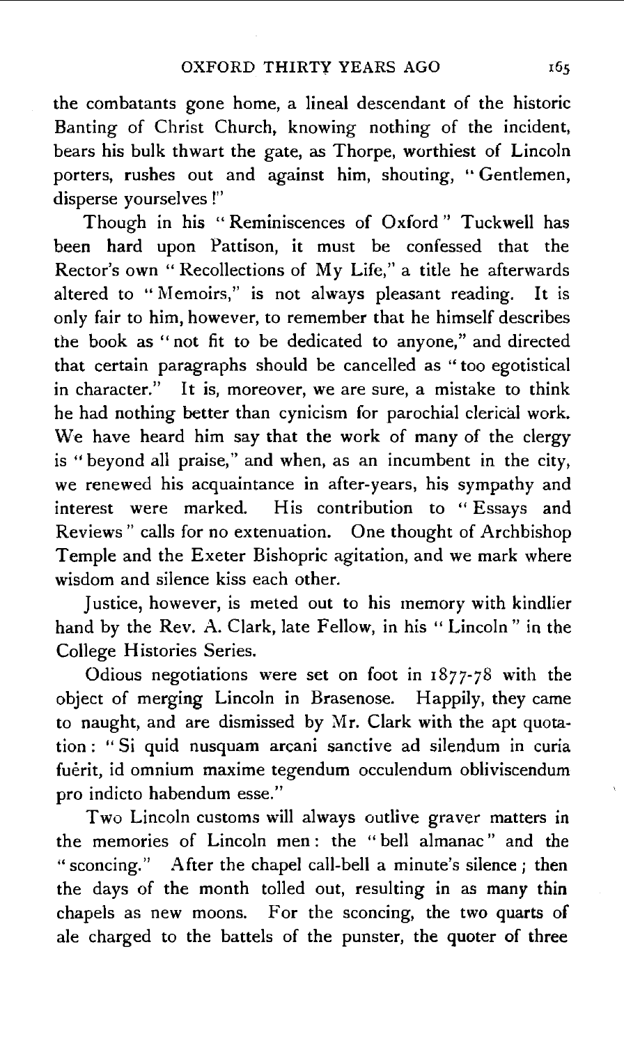the combatants gone home, a lineal descendant of the historic Banting of Christ Church, knowing nothing of the incident, bears his bulk thwart the gate, as Thorpe, worthiest of Lincoln porters, rushes out and against him, shouting, "Gentlemen, disperse yourselves!"

Though in his "Reminiscences of Oxford" Tuckwell has been hard upon Pattison, it must be confessed that the Rector's own "Recollections of My Life," a title he afterwards altered to "Memoirs," is not always pleasant reading. It is only fair to him, however, to remember that he himself describes the book as "not fit to be dedicated to anyone," and directed that certain paragraphs should be cancelled as "too egotistical in character." It is, moreover, we are sure, a mistake to think he had nothing better than cynicism for parochial clerical work. We have heard him say that the work of many of the clergy is "beyond all praise," and when, as an incumbent in the city, we renewed his acquaintance in after-years, his sympathy and interest were marked. His contribution to "Essays and Reviews" calls for no extenuation. One thought of Archbishop Temple and the Exeter Bishopric agitation, and we mark where wisdom and silence kiss each other.

Justice, however, is meted out to his memory with kindlier hand by the Rev. A. Clark, late Fellow, in his "Lincoln" in the College Histories Series.

Odious negotiations were set on foot in 1877-78 with the object of merging Lincoln in Brasenose. Happily, they came to naught, and are dismissed by Mr. Clark with the apt quotation: "Si quid nusquam arcani sanctive ad silendum in curia fuérit, id omnium maxime tegendum occulendum obliviscendum pro indicto habendum esse."

Two Lincoln customs will always outlive graver matters in the memories of Lincoln men: the "bell almanac" and the "sconcing." After the chapel call-bell a minute's silence; then the days of the month tolled out, resulting in as many thin chapels as new moons. For the sconcing, the two quarts of ale charged to the battels of the punster, the quoter of three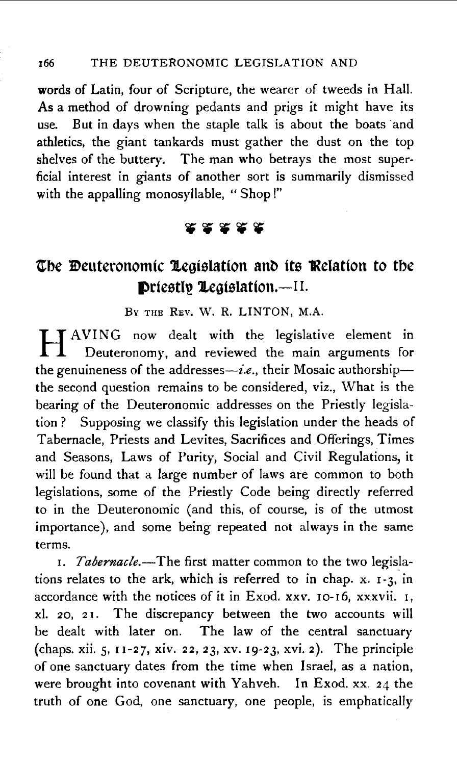words of Latin, four of Scripture, the wearer of tweeds in Hall. As a method of drowning pedants and prigs it might have its use. But in days when the staple talk is about the boats and athletics, the giant tankards must gather the dust on the top shelves of the buttery. The man who betrays the most superficial interest in giants of another sort is summarily dismissed with the appalling monosyllable, "Shop!"

❦ ❦ ❦ ❦ ❦

# The Deuteronomic Legislation and its Relation to the Priestly Legislation.—II.

By the Rev. W. R. Linton, M.A.

Having now dealt with the legislative element in Deuteronomy, and reviewed the main arguments for the genuineness of the addresses—*i.e.*, their Mosaic authorship—the second question remains to be considered, viz., What is the bearing of the Deuteronomic addresses on the Priestly legislation? Supposing we classify this legislation under the heads of Tabernacle, Priests and Levites, Sacrifices and Offerings, Times and Seasons, Laws of Purity, Social and Civil Regulations, it will be found that a large number of laws are common to both legislations, some of the Priestly Code being directly referred to in the Deuteronomic (and this, of course, is of the utmost importance), and some being repeated not always in the same terms.

1. *Tabernacle.*—The first matter common to the two legislations relates to the ark, which is referred to in chap. x. 1-3, in accordance with the notices of it in Exod. xxv. 10-16, xxxvii. 1, xl. 20, 21. The discrepancy between the two accounts will be dealt with later on. The law of the central sanctuary (chaps. xii. 5, 11-27, xiv. 22, 23, xv. 19-23, xvi. 2). The principle of one sanctuary dates from the time when Israel, as a nation, were brought into covenant with Yahveh. In Exod. xx. 24 the truth of one God, one sanctuary, one people, is emphatically